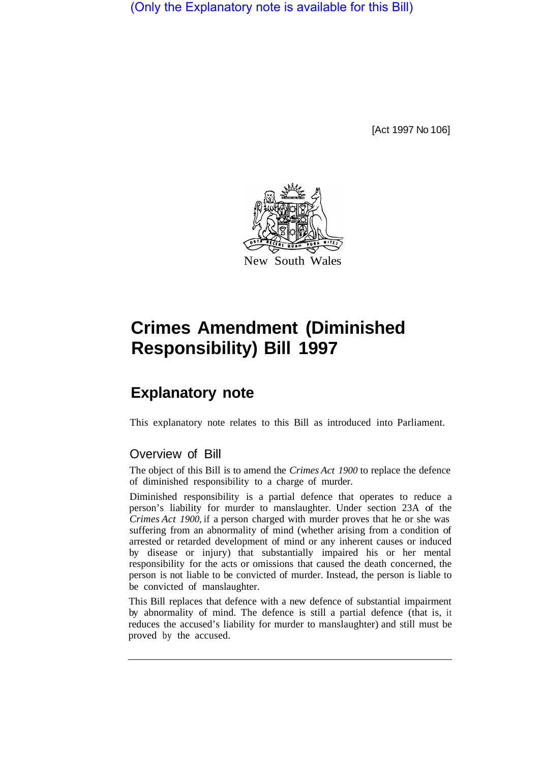(Only the Explanatory note is available for this Bill)

[Act 1997 No 106]

New South Wales

# Crimes Amendment (Diminished Responsibility) Bill 1997

## Explanatory note

This explanatory note relates to this Bill as introduced into Parliament.

### Overview of Bill

The object of this Bill is to amend the *Crimes Act 1900* to replace the defence of diminished responsibility to a charge of murder.

Diminished responsibility is a partial defence that operates to reduce a person's liability for murder to manslaughter. Under section 23A of the *Crimes Act 1900,* if a person charged with murder proves that he or she was suffering from an abnormality of mind (whether arising from a condition of arrested or retarded development of mind or any inherent causes or induced by disease or injury) that substantially impaired his or her mental responsibility for the acts or omissions that caused the death concerned, the person is not liable to be convicted of murder. Instead, the person is liable to be convicted of manslaughter.

This Bill replaces that defence with a new defence of substantial impairment by abnormality of mind. The defence is still a partial defence (that is, it reduces the accused's liability for murder to manslaughter) and still must be proved by the accused.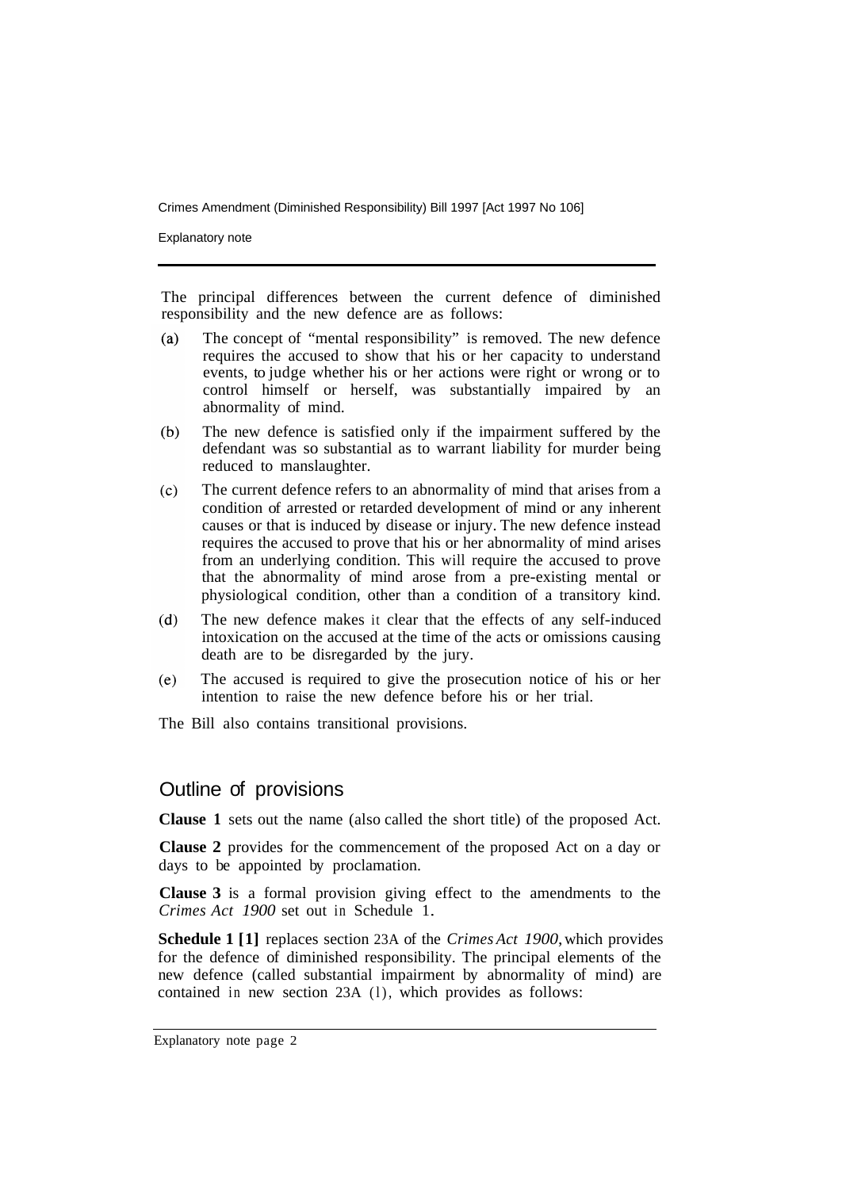The principal differences between the current defence of diminished responsibility and the new defence are as follows:

(a) The concept of "mental responsibility" is removed. The new defence requires the accused to show that his or her capacity to understand events, to judge whether his or her actions were right or wrong or to control himself or herself, was substantially impaired by an abnormality of mind.

(b) The new defence is satisfied only if the impairment suffered by the defendant was so substantial as to warrant liability for murder being reduced to manslaughter.

(c) The current defence refers to an abnormality of mind that arises from a condition of arrested or retarded development of mind or any inherent causes or that is induced by disease or injury. The new defence instead requires the accused to prove that his or her abnormality of mind arises from an underlying condition. This will require the accused to prove that the abnormality of mind arose from a pre-existing mental or physiological condition, other than a condition of a transitory kind.

(d) The new defence makes it clear that the effects of any self-induced intoxication on the accused at the time of the acts or omissions causing death are to be disregarded by the jury.

(e) The accused is required to give the prosecution notice of his or her intention to raise the new defence before his or her trial.

The Bill also contains transitional provisions.

## Outline of provisions

**Clause 1** sets out the name (also called the short title) of the proposed Act.

**Clause 2** provides for the commencement of the proposed Act on a day or days to be appointed by proclamation.

**Clause 3** is a formal provision giving effect to the amendments to the *Crimes Act 1900* set out in Schedule 1.

**Schedule 1 [1]** replaces section 23A of the *Crimes Act 1900*, which provides for the defence of diminished responsibility. The principal elements of the new defence (called substantial impairment by abnormality of mind) are contained in new section 23A (1), which provides as follows: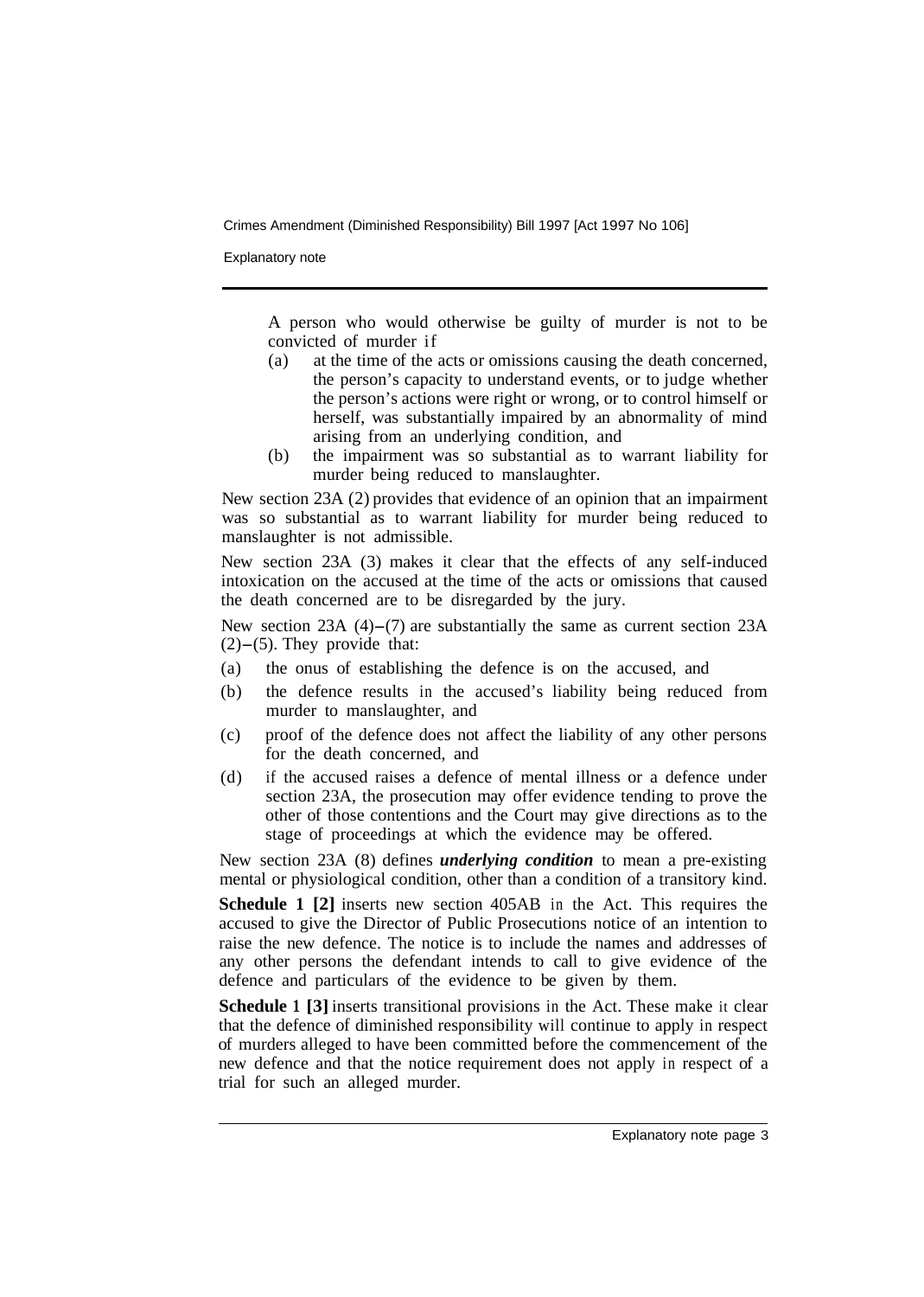A person who would otherwise be guilty of murder is not to be convicted of murder if

- (a) at the time of the acts or omissions causing the death concerned, the person's capacity to understand events, or to judge whether the person's actions were right or wrong, or to control himself or herself, was substantially impaired by an abnormality of mind arising from an underlying condition, and
- (b) the impairment was so substantial as to warrant liability for murder being reduced to manslaughter.

New section 23A (2) provides that evidence of an opinion that an impairment was so substantial as to warrant liability for murder being reduced to manslaughter is not admissible.

New section 23A (3) makes it clear that the effects of any self-induced intoxication on the accused at the time of the acts or omissions that caused the death concerned are to be disregarded by the jury.

New section 23A (4)–(7) are substantially the same as current section 23A (2)–(5). They provide that:

- (a) the onus of establishing the defence is on the accused, and
- (b) the defence results in the accused's liability being reduced from murder to manslaughter, and
- (c) proof of the defence does not affect the liability of any other persons for the death concerned, and
- (d) if the accused raises a defence of mental illness or a defence under section 23A, the prosecution may offer evidence tending to prove the other of those contentions and the Court may give directions as to the stage of proceedings at which the evidence may be offered.

New section 23A (8) defines ***underlying condition*** to mean a pre-existing mental or physiological condition, other than a condition of a transitory kind.

**Schedule 1 [2]** inserts new section 405AB in the Act. This requires the accused to give the Director of Public Prosecutions notice of an intention to raise the new defence. The notice is to include the names and addresses of any other persons the defendant intends to call to give evidence of the defence and particulars of the evidence to be given by them.

**Schedule 1 [3]** inserts transitional provisions in the Act. These make it clear that the defence of diminished responsibility will continue to apply in respect of murders alleged to have been committed before the commencement of the new defence and that the notice requirement does not apply in respect of a trial for such an alleged murder.